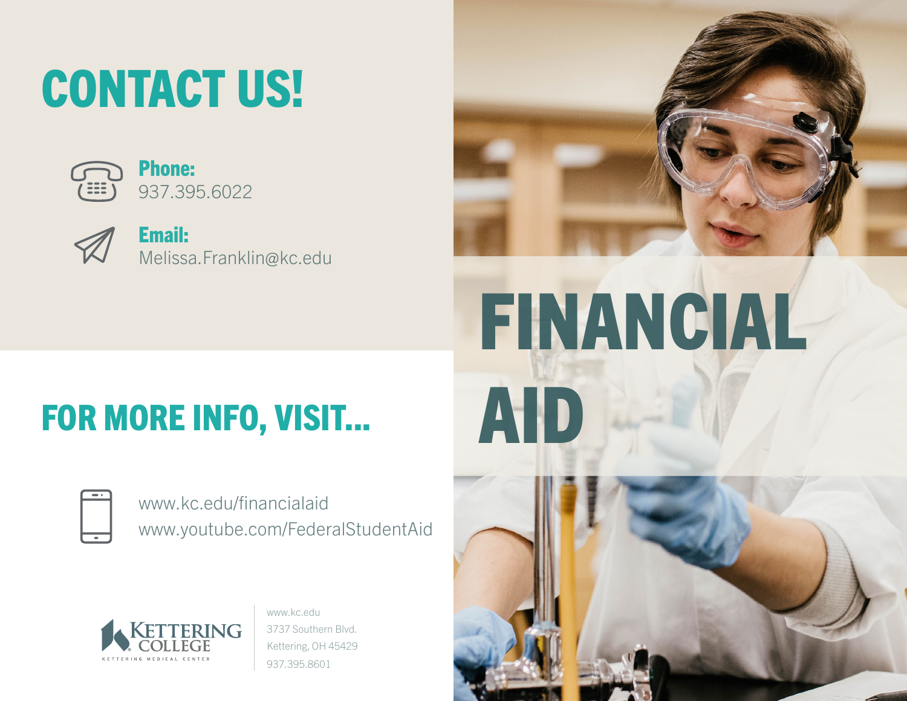# FINANCIAL AID

## CONTACT US!

**Phone:**
937.395.6022

**Email:**
Melissa.Franklin@kc.edu

## FOR MORE INFO, VISIT...

www.kc.edu/financialaid
www.youtube.com/FederalStudentAid

KETTERING COLLEGE
KETTERING MEDICAL CENTER

www.kc.edu
3737 Southern Blvd.
Kettering, OH 45429
937.395.8601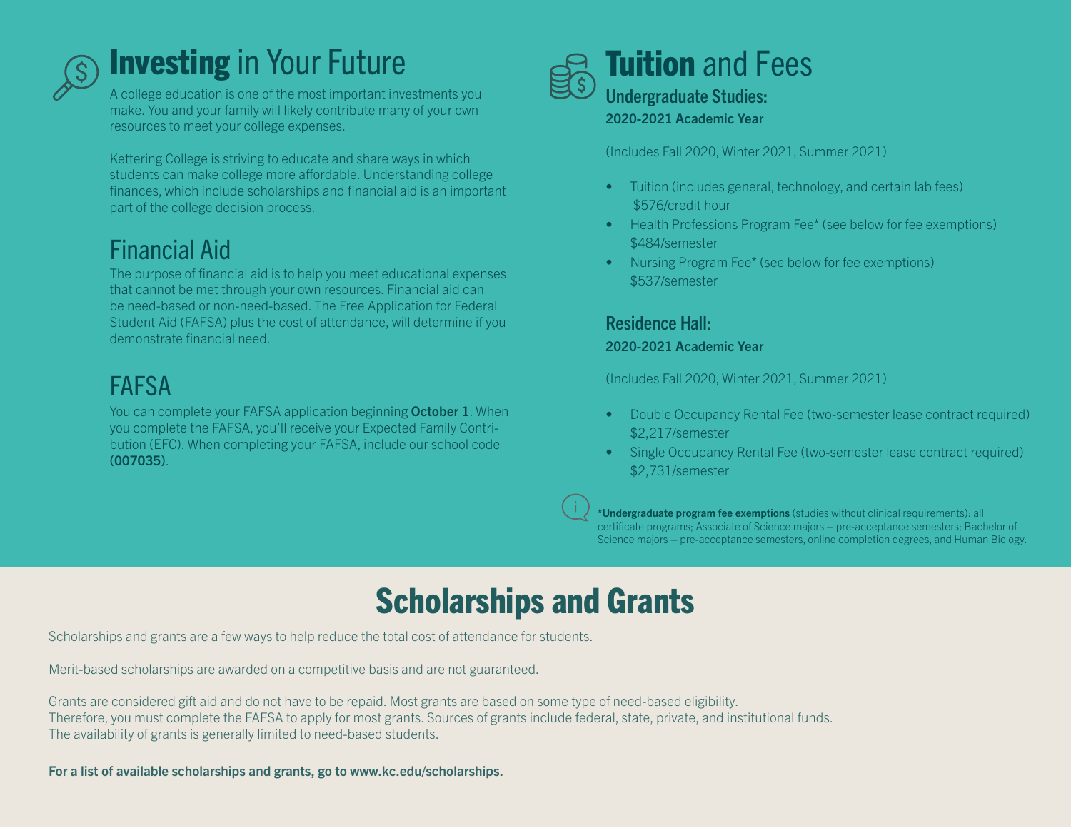# **Investing** in Your Future

A college education is one of the most important investments you make. You and your family will likely contribute many of your own resources to meet your college expenses.

Kettering College is striving to educate and share ways in which students can make college more affordable. Understanding college finances, which include scholarships and financial aid is an important part of the college decision process.

## Financial Aid

The purpose of financial aid is to help you meet educational expenses that cannot be met through your own resources. Financial aid can be need-based or non-need-based. The Free Application for Federal Student Aid (FAFSA) plus the cost of attendance, will determine if you demonstrate financial need.

## FAFSA

You can complete your FAFSA application beginning **October 1**. When you complete the FAFSA, you'll receive your Expected Family Contribution (EFC). When completing your FAFSA, include our school code **(007035)**.

# **Tuition** and Fees

### Undergraduate Studies:

**2020-2021 Academic Year**

(Includes Fall 2020, Winter 2021, Summer 2021)

- Tuition (includes general, technology, and certain lab fees) $576/credit hour
- Health Professions Program Fee* (see below for fee exemptions) $484/semester
- Nursing Program Fee* (see below for fee exemptions) $537/semester

### Residence Hall:

**2020-2021 Academic Year**

(Includes Fall 2020, Winter 2021, Summer 2021)

- Double Occupancy Rental Fee (two-semester lease contract required) $2,217/semester
- Single Occupancy Rental Fee (two-semester lease contract required) $2,731/semester

***Undergraduate program fee exemptions** (studies without clinical requirements): all certificate programs; Associate of Science majors – pre-acceptance semesters; Bachelor of Science majors – pre-acceptance semesters, online completion degrees, and Human Biology.

# Scholarships and Grants

Scholarships and grants are a few ways to help reduce the total cost of attendance for students.

Merit-based scholarships are awarded on a competitive basis and are not guaranteed.

Grants are considered gift aid and do not have to be repaid. Most grants are based on some type of need-based eligibility. Therefore, you must complete the FAFSA to apply for most grants. Sources of grants include federal, state, private, and institutional funds. The availability of grants is generally limited to need-based students.

**For a list of available scholarships and grants, go to www.kc.edu/scholarships.**